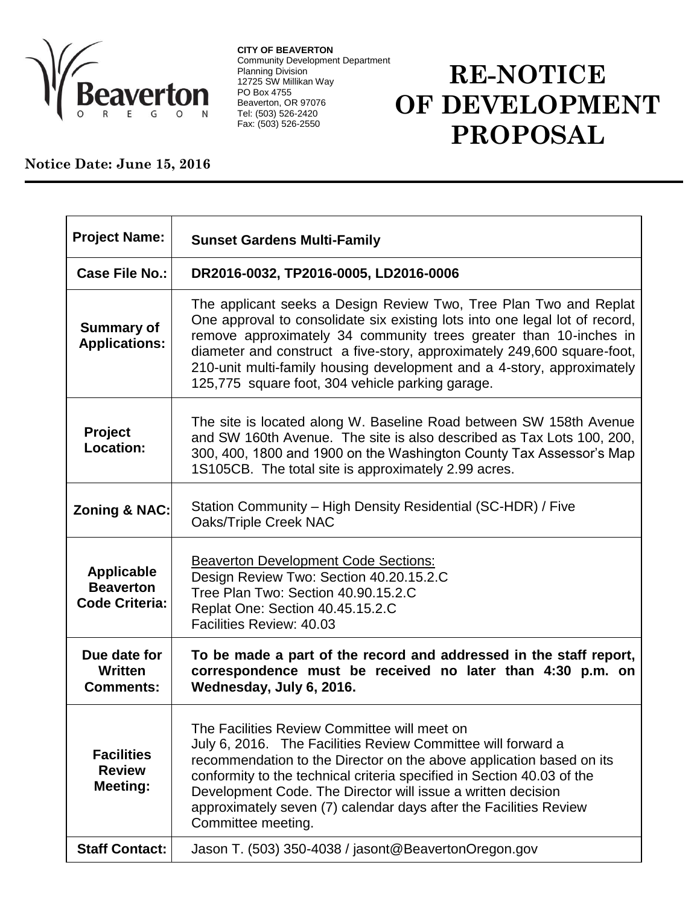**CITY OF BEAVERTON**
Community Development Department
Planning Division
12725 SW Millikan Way
PO Box 4755
Beaverton, OR 97076
Tel: (503) 526-2420
Fax: (503) 526-2550

# RE-NOTICE OF DEVELOPMENT PROPOSAL

**Notice Date: June 15, 2016**

| | |
|---|---|
| **Project Name:** | **Sunset Gardens Multi-Family** |
| **Case File No.:** | **DR2016-0032, TP2016-0005, LD2016-0006** |
| **Summary of Applications:** | The applicant seeks a Design Review Two, Tree Plan Two and Replat One approval to consolidate six existing lots into one legal lot of record, remove approximately 34 community trees greater than 10-inches in diameter and construct a five-story, approximately 249,600 square-foot, 210-unit multi-family housing development and a 4-story, approximately 125,775 square foot, 304 vehicle parking garage. |
| **Project Location:** | The site is located along W. Baseline Road between SW 158th Avenue and SW 160th Avenue. The site is also described as Tax Lots 100, 200, 300, 400, 1800 and 1900 on the Washington County Tax Assessor's Map 1S105CB. The total site is approximately 2.99 acres. |
| **Zoning & NAC:** | Station Community – High Density Residential (SC-HDR) / Five Oaks/Triple Creek NAC |
| **Applicable Beaverton Code Criteria:** | Beaverton Development Code Sections:<br>Design Review Two: Section 40.20.15.2.C<br>Tree Plan Two: Section 40.90.15.2.C<br>Replat One: Section 40.45.15.2.C<br>Facilities Review: 40.03 |
| **Due date for Written Comments:** | **To be made a part of the record and addressed in the staff report, correspondence must be received no later than 4:30 p.m. on Wednesday, July 6, 2016.** |
| **Facilities Review Meeting:** | The Facilities Review Committee will meet on July 6, 2016. The Facilities Review Committee will forward a recommendation to the Director on the above application based on its conformity to the technical criteria specified in Section 40.03 of the Development Code. The Director will issue a written decision approximately seven (7) calendar days after the Facilities Review Committee meeting. |
| **Staff Contact:** | Jason T. (503) 350-4038 / jasont@BeavertonOregon.gov |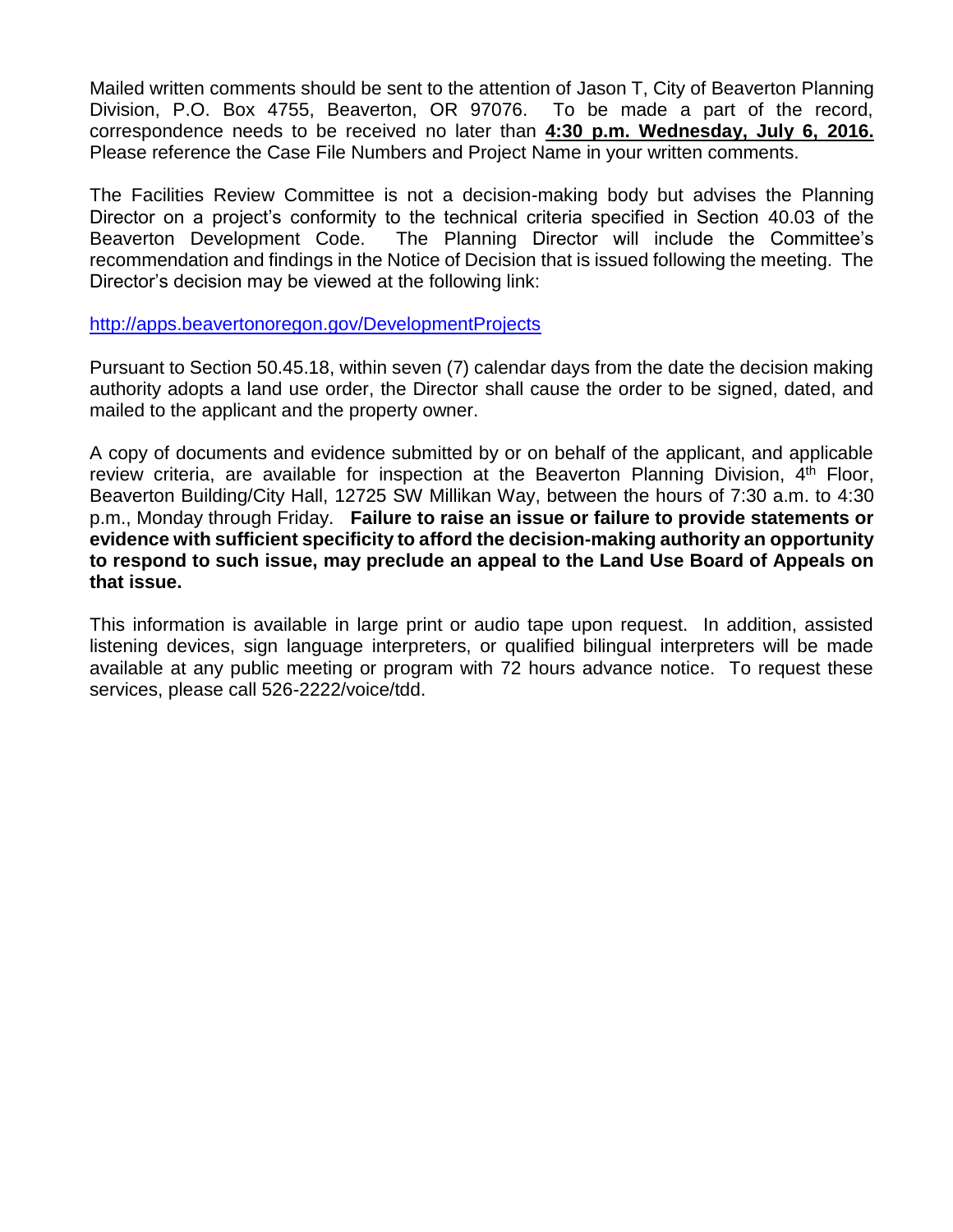Mailed written comments should be sent to the attention of Jason T, City of Beaverton Planning Division, P.O. Box 4755, Beaverton, OR 97076. To be made a part of the record, correspondence needs to be received no later than **4:30 p.m. Wednesday, July 6, 2016.** Please reference the Case File Numbers and Project Name in your written comments.

The Facilities Review Committee is not a decision-making body but advises the Planning Director on a project's conformity to the technical criteria specified in Section 40.03 of the Beaverton Development Code. The Planning Director will include the Committee's recommendation and findings in the Notice of Decision that is issued following the meeting. The Director's decision may be viewed at the following link:

http://apps.beavertonoregon.gov/DevelopmentProjects

Pursuant to Section 50.45.18, within seven (7) calendar days from the date the decision making authority adopts a land use order, the Director shall cause the order to be signed, dated, and mailed to the applicant and the property owner.

A copy of documents and evidence submitted by or on behalf of the applicant, and applicable review criteria, are available for inspection at the Beaverton Planning Division, 4th Floor, Beaverton Building/City Hall, 12725 SW Millikan Way, between the hours of 7:30 a.m. to 4:30 p.m., Monday through Friday. **Failure to raise an issue or failure to provide statements or evidence with sufficient specificity to afford the decision-making authority an opportunity to respond to such issue, may preclude an appeal to the Land Use Board of Appeals on that issue.**

This information is available in large print or audio tape upon request. In addition, assisted listening devices, sign language interpreters, or qualified bilingual interpreters will be made available at any public meeting or program with 72 hours advance notice. To request these services, please call 526-2222/voice/tdd.